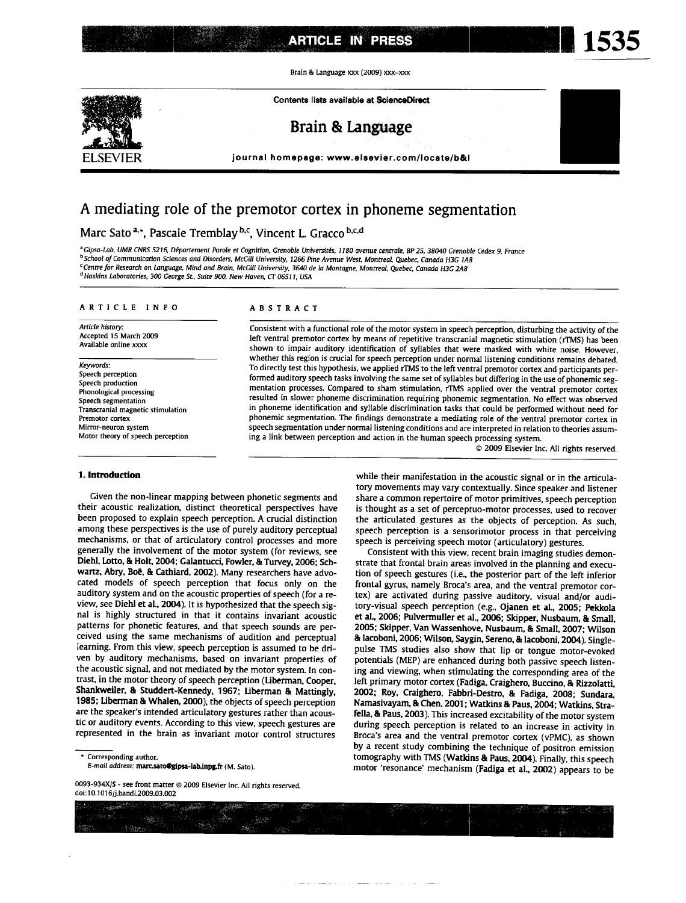# A mediating role of the premotor cortex in phoneme segmentation

Marc Sato [a,*], Pascale Tremblay [b,c], Vincent L. Gracco [b,c,d]

[a] Gipsa-Lab, UMR CNRS 5216, Département Parole et Cognition, Grenoble Universités, 1180 avenue centrale, BP 25, 38040 Grenoble Cedex 9, France
[b] School of Communication Sciences and Disorders, McGill University, 1266 Pine Avenue West, Montreal, Quebec, Canada H3G 1A8
[c] Centre for Research on Language, Mind and Brain, McGill University, 3640 de la Montagne, Montreal, Quebec, Canada H3G 2A8
[d] Haskins Laboratories, 300 George St., Suite 900, New Haven, CT 06511, USA

## ARTICLE INFO

*Article history:*
Accepted 15 March 2009
Available online xxxx

*Keywords:*
Speech perception
Speech production
Phonological processing
Speech segmentation
Transcranial magnetic stimulation
Premotor cortex
Mirror-neuron system
Motor theory of speech perception

## ABSTRACT

Consistent with a functional role of the motor system in speech perception, disturbing the activity of the left ventral premotor cortex by means of repetitive transcranial magnetic stimulation (rTMS) has been shown to impair auditory identification of syllables that were masked with white noise. However, whether this region is crucial for speech perception under normal listening conditions remains debated. To directly test this hypothesis, we applied rTMS to the left ventral premotor cortex and participants performed auditory speech tasks involving the same set of syllables but differing in the use of phonemic segmentation processes. Compared to sham stimulation, rTMS applied over the ventral premotor cortex resulted in slower phoneme discrimination requiring phonemic segmentation. No effect was observed in phoneme identification and syllable discrimination tasks that could be performed without need for phonemic segmentation. The findings demonstrate a mediating role of the ventral premotor cortex in speech segmentation under normal listening conditions and are interpreted in relation to theories assuming a link between perception and action in the human speech processing system.

© 2009 Elsevier Inc. All rights reserved.

## 1. Introduction

Given the non-linear mapping between phonetic segments and their acoustic realization, distinct theoretical perspectives have been proposed to explain speech perception. A crucial distinction among these perspectives is the use of purely auditory perceptual mechanisms, or that of articulatory control processes and more generally the involvement of the motor system (for reviews, see Diehl, Lotto, & Holt, 2004; Galantucci, Fowler, & Turvey, 2006; Schwartz, Abry, Boë, & Cathiard, 2002). Many researchers have advocated models of speech perception that focus only on the auditory system and on the acoustic properties of speech (for a review, see Diehl et al., 2004). It is hypothesized that the speech signal is highly structured in that it contains invariant acoustic patterns for phonetic features, and that speech sounds are perceived using the same mechanisms of audition and perceptual learning. From this view, speech perception is assumed to be driven by auditory mechanisms, based on invariant properties of the acoustic signal, and not mediated by the motor system. In contrast, in the motor theory of speech perception (Liberman, Cooper, Shankweiler, & Studdert-Kennedy, 1967; Liberman & Mattingly, 1985; Liberman & Whalen, 2000), the objects of speech perception are the speaker's intended articulatory gestures rather than acoustic or auditory events. According to this view, speech gestures are represented in the brain as invariant motor control structures while their manifestation in the acoustic signal or in the articulatory movements may vary contextually. Since speaker and listener share a common repertoire of motor primitives, speech perception is thought as a set of perceptuo-motor processes, used to recover the articulated gestures as the objects of perception. As such, speech perception is a sensorimotor process in that perceiving speech is perceiving speech motor (articulatory) gestures.

Consistent with this view, recent brain imaging studies demonstrate that frontal brain areas involved in the planning and execution of speech gestures (i.e., the posterior part of the left inferior frontal gyrus, namely Broca's area, and the ventral premotor cortex) are activated during passive auditory, visual and/or auditory-visual speech perception (e.g., Ojanen et al., 2005; Pekkola et al., 2006; Pulvermuller et al., 2006; Skipper, Nusbaum, & Small, 2005; Skipper, Van Wassenhove, Nusbaum, & Small, 2007; Wilson & Iacoboni, 2006; Wilson, Saygin, Sereno, & Iacoboni, 2004). Single-pulse TMS studies also show that lip or tongue motor-evoked potentials (MEP) are enhanced during both passive speech listening and viewing, when stimulating the corresponding area of the left primary motor cortex (Fadiga, Craighero, Buccino, & Rizzolatti, 2002; Roy, Craighero, Fabbri-Destro, & Fadiga, 2008; Sundara, Namasivayam, & Chen, 2001; Watkins & Paus, 2004; Watkins, Strafella, & Paus, 2003). This increased excitability of the motor system during speech perception is related to an increase in activity in Broca's area and the ventral premotor cortex (vPMC), as shown by a recent study combining the technique of positron emission tomography with TMS (Watkins & Paus, 2004). Finally, this speech motor 'resonance' mechanism (Fadiga et al., 2002) appears to be

\* Corresponding author.
*E-mail address:* marc.sato@gipsa-lab.inpg.fr (M. Sato).

0093-934X/$ - see front matter © 2009 Elsevier Inc. All rights reserved.
doi:10.1016/j.bandl.2009.03.002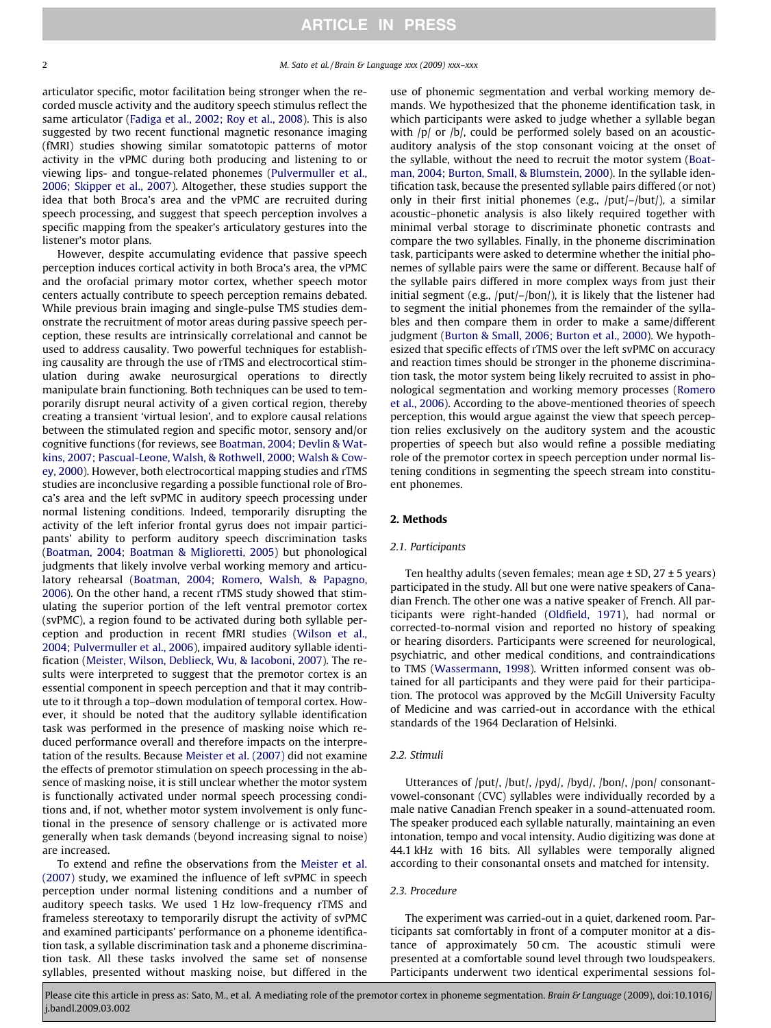articulator specific, motor facilitation being stronger when the recorded muscle activity and the auditory speech stimulus reflect the same articulator (Fadiga et al., 2002; Roy et al., 2008). This is also suggested by two recent functional magnetic resonance imaging (fMRI) studies showing similar somatotopic patterns of motor activity in the vPMC during both producing and listening to or viewing lips- and tongue-related phonemes (Pulvermuller et al., 2006; Skipper et al., 2007). Altogether, these studies support the idea that both Broca's area and the vPMC are recruited during speech processing, and suggest that speech perception involves a specific mapping from the speaker's articulatory gestures into the listener's motor plans.

However, despite accumulating evidence that passive speech perception induces cortical activity in both Broca's area, the vPMC and the orofacial primary motor cortex, whether speech motor centers actually contribute to speech perception remains debated. While previous brain imaging and single-pulse TMS studies demonstrate the recruitment of motor areas during passive speech perception, these results are intrinsically correlational and cannot be used to address causality. Two powerful techniques for establishing causality are through the use of rTMS and electrocortical stimulation during awake neurosurgical operations to directly manipulate brain functioning. Both techniques can be used to temporarily disrupt neural activity of a given cortical region, thereby creating a transient 'virtual lesion', and to explore causal relations between the stimulated region and specific motor, sensory and/or cognitive functions (for reviews, see Boatman, 2004; Devlin & Watkins, 2007; Pascual-Leone, Walsh, & Rothwell, 2000; Walsh & Cowey, 2000). However, both electrocortical mapping studies and rTMS studies are inconclusive regarding a possible functional role of Broca's area and the left svPMC in auditory speech processing under normal listening conditions. Indeed, temporarily disrupting the activity of the left inferior frontal gyrus does not impair participants' ability to perform auditory speech discrimination tasks (Boatman, 2004; Boatman & Miglioretti, 2005) but phonological judgments that likely involve verbal working memory and articulatory rehearsal (Boatman, 2004; Romero, Walsh, & Papagno, 2006). On the other hand, a recent rTMS study showed that stimulating the superior portion of the left ventral premotor cortex (svPMC), a region found to be activated during both syllable perception and production in recent fMRI studies (Wilson et al., 2004; Pulvermuller et al., 2006), impaired auditory syllable identification (Meister, Wilson, Deblieck, Wu, & Iacoboni, 2007). The results were interpreted to suggest that the premotor cortex is an essential component in speech perception and that it may contribute to it through a top–down modulation of temporal cortex. However, it should be noted that the auditory syllable identification task was performed in the presence of masking noise which reduced performance overall and therefore impacts on the interpretation of the results. Because Meister et al. (2007) did not examine the effects of premotor stimulation on speech processing in the absence of masking noise, it is still unclear whether the motor system is functionally activated under normal speech processing conditions and, if not, whether motor system involvement is only functional in the presence of sensory challenge or is activated more generally when task demands (beyond increasing signal to noise) are increased.

To extend and refine the observations from the Meister et al. (2007) study, we examined the influence of left svPMC in speech perception under normal listening conditions and a number of auditory speech tasks. We used 1 Hz low-frequency rTMS and frameless stereotaxy to temporarily disrupt the activity of svPMC and examined participants' performance on a phoneme identification task, a syllable discrimination task and a phoneme discrimination task. All these tasks involved the same set of nonsense syllables, presented without masking noise, but differed in the use of phonemic segmentation and verbal working memory demands. We hypothesized that the phoneme identification task, in which participants were asked to judge whether a syllable began with /p/ or /b/, could be performed solely based on an acoustic-auditory analysis of the stop consonant voicing at the onset of the syllable, without the need to recruit the motor system (Boatman, 2004; Burton, Small, & Blumstein, 2000). In the syllable identification task, because the presented syllable pairs differed (or not) only in their first initial phonemes (e.g., /put/–/but/), a similar acoustic–phonetic analysis is also likely required together with minimal verbal storage to discriminate phonetic contrasts and compare the two syllables. Finally, in the phoneme discrimination task, participants were asked to determine whether the initial phonemes of syllable pairs were the same or different. Because half of the syllable pairs differed in more complex ways from just their initial segment (e.g., /put/–/bon/), it is likely that the listener had to segment the initial phonemes from the remainder of the syllables and then compare them in order to make a same/different judgment (Burton & Small, 2006; Burton et al., 2000). We hypothesized that specific effects of rTMS over the left svPMC on accuracy and reaction times should be stronger in the phoneme discrimination task, the motor system being likely recruited to assist in phonological segmentation and working memory processes (Romero et al., 2006). According to the above-mentioned theories of speech perception, this would argue against the view that speech perception relies exclusively on the auditory system and the acoustic properties of speech but also would refine a possible mediating role of the premotor cortex in speech perception under normal listening conditions in segmenting the speech stream into constituent phonemes.

## 2. Methods

### 2.1. Participants

Ten healthy adults (seven females; mean age ± SD, 27 ± 5 years) participated in the study. All but one were native speakers of Canadian French. The other one was a native speaker of French. All participants were right-handed (Oldfield, 1971), had normal or corrected-to-normal vision and reported no history of speaking or hearing disorders. Participants were screened for neurological, psychiatric, and other medical conditions, and contraindications to TMS (Wassermann, 1998). Written informed consent was obtained for all participants and they were paid for their participation. The protocol was approved by the McGill University Faculty of Medicine and was carried-out in accordance with the ethical standards of the 1964 Declaration of Helsinki.

### 2.2. Stimuli

Utterances of /put/, /but/, /pyd/, /byd/, /bon/, /pon/ consonant-vowel-consonant (CVC) syllables were individually recorded by a male native Canadian French speaker in a sound-attenuated room. The speaker produced each syllable naturally, maintaining an even intonation, tempo and vocal intensity. Audio digitizing was done at 44.1 kHz with 16 bits. All syllables were temporally aligned according to their consonantal onsets and matched for intensity.

### 2.3. Procedure

The experiment was carried-out in a quiet, darkened room. Participants sat comfortably in front of a computer monitor at a distance of approximately 50 cm. The acoustic stimuli were presented at a comfortable sound level through two loudspeakers. Participants underwent two identical experimental sessions fol-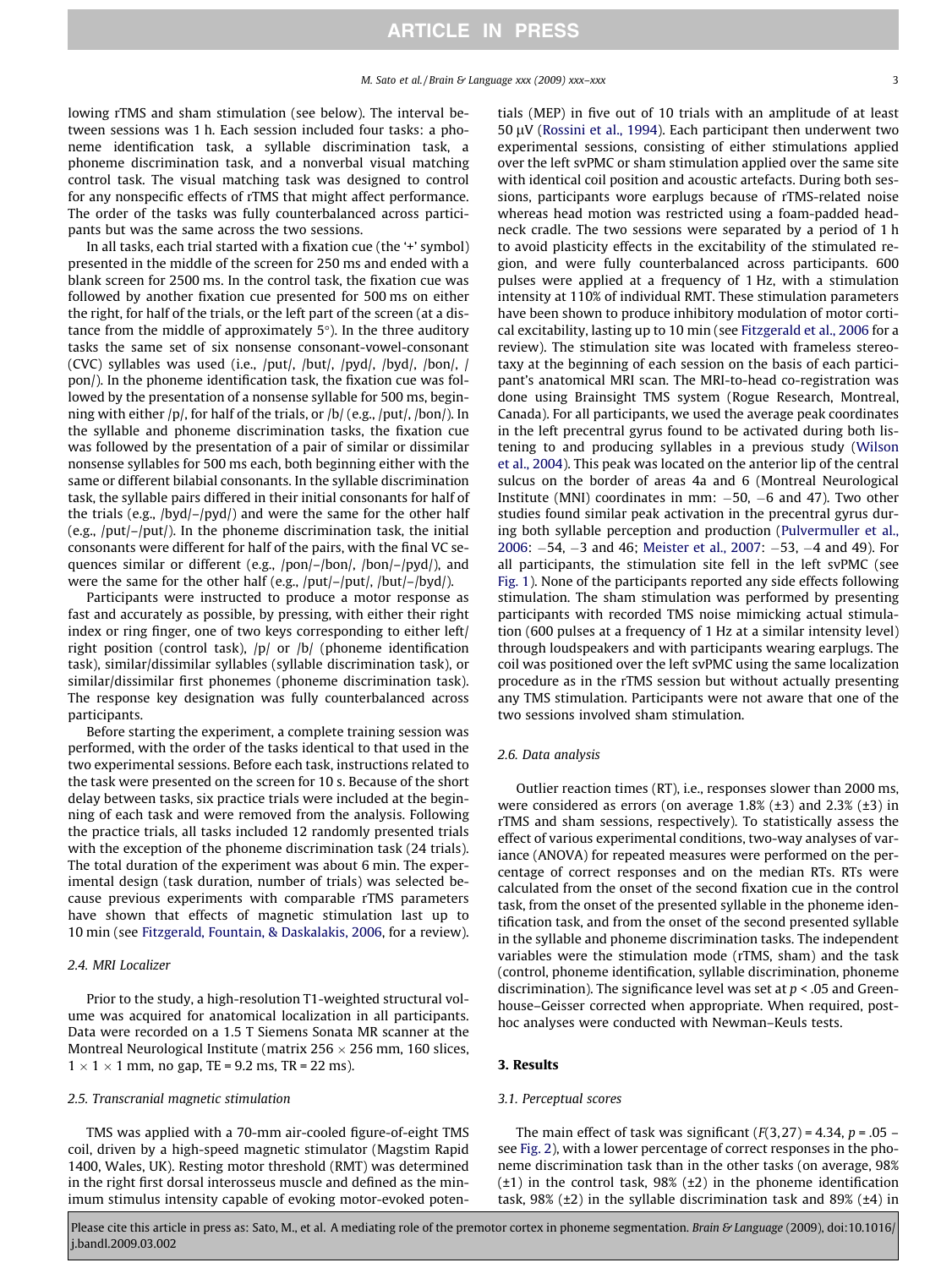lowing rTMS and sham stimulation (see below). The interval between sessions was 1 h. Each session included four tasks: a phoneme identification task, a syllable discrimination task, a phoneme discrimination task, and a nonverbal visual matching control task. The visual matching task was designed to control for any nonspecific effects of rTMS that might affect performance. The order of the tasks was fully counterbalanced across participants but was the same across the two sessions.

In all tasks, each trial started with a fixation cue (the '+' symbol) presented in the middle of the screen for 250 ms and ended with a blank screen for 2500 ms. In the control task, the fixation cue was followed by another fixation cue presented for 500 ms on either the right, for half of the trials, or the left part of the screen (at a distance from the middle of approximately 5°). In the three auditory tasks the same set of six nonsense consonant-vowel-consonant (CVC) syllables was used (i.e., /put/, /but/, /pyd/, /byd/, /bon/, /pon/). In the phoneme identification task, the fixation cue was followed by the presentation of a nonsense syllable for 500 ms, beginning with either /p/, for half of the trials, or /b/ (e.g., /put/, /bon/). In the syllable and phoneme discrimination tasks, the fixation cue was followed by the presentation of a pair of similar or dissimilar nonsense syllables for 500 ms each, both beginning either with the same or different bilabial consonants. In the syllable discrimination task, the syllable pairs differed in their initial consonants for half of the trials (e.g., /byd/–/pyd/) and were the same for the other half (e.g., /put/–/put/). In the phoneme discrimination task, the initial consonants were different for half of the pairs, with the final VC sequences similar or different (e.g., /pon/–/bon/, /bon/–/pyd/), and were the same for the other half (e.g., /put/–/put/, /but/–/byd/).

Participants were instructed to produce a motor response as fast and accurately as possible, by pressing, with either their right index or ring finger, one of two keys corresponding to either left/right position (control task), /p/ or /b/ (phoneme identification task), similar/dissimilar syllables (syllable discrimination task), or similar/dissimilar first phonemes (phoneme discrimination task). The response key designation was fully counterbalanced across participants.

Before starting the experiment, a complete training session was performed, with the order of the tasks identical to that used in the two experimental sessions. Before each task, instructions related to the task were presented on the screen for 10 s. Because of the short delay between tasks, six practice trials were included at the beginning of each task and were removed from the analysis. Following the practice trials, all tasks included 12 randomly presented trials with the exception of the phoneme discrimination task (24 trials). The total duration of the experiment was about 6 min. The experimental design (task duration, number of trials) was selected because previous experiments with comparable rTMS parameters have shown that effects of magnetic stimulation last up to 10 min (see Fitzgerald, Fountain, & Daskalakis, 2006, for a review).

### 2.4. MRI Localizer

Prior to the study, a high-resolution T1-weighted structural volume was acquired for anatomical localization in all participants. Data were recorded on a 1.5 T Siemens Sonata MR scanner at the Montreal Neurological Institute (matrix 256 × 256 mm, 160 slices, 1 × 1 × 1 mm, no gap, TE = 9.2 ms, TR = 22 ms).

### 2.5. Transcranial magnetic stimulation

TMS was applied with a 70-mm air-cooled figure-of-eight TMS coil, driven by a high-speed magnetic stimulator (Magstim Rapid 1400, Wales, UK). Resting motor threshold (RMT) was determined in the right first dorsal interosseus muscle and defined as the minimum stimulus intensity capable of evoking motor-evoked potentials (MEP) in five out of 10 trials with an amplitude of at least 50 μV (Rossini et al., 1994). Each participant then underwent two experimental sessions, consisting of either stimulations applied over the left svPMC or sham stimulation applied over the same site with identical coil position and acoustic artefacts. During both sessions, participants wore earplugs because of rTMS-related noise whereas head motion was restricted using a foam-padded head-neck cradle. The two sessions were separated by a period of 1 h to avoid plasticity effects in the excitability of the stimulated region, and were fully counterbalanced across participants. 600 pulses were applied at a frequency of 1 Hz, with a stimulation intensity at 110% of individual RMT. These stimulation parameters have been shown to produce inhibitory modulation of motor cortical excitability, lasting up to 10 min (see Fitzgerald et al., 2006 for a review). The stimulation site was located with frameless stereotaxy at the beginning of each session on the basis of each participant's anatomical MRI scan. The MRI-to-head co-registration was done using Brainsight TMS system (Rogue Research, Montreal, Canada). For all participants, we used the average peak coordinates in the left precentral gyrus found to be activated during both listening to and producing syllables in a previous study (Wilson et al., 2004). This peak was located on the anterior lip of the central sulcus on the border of areas 4a and 6 (Montreal Neurological Institute (MNI) coordinates in mm: −50, −6 and 47). Two other studies found similar peak activation in the precentral gyrus during both syllable perception and production (Pulvermuller et al., 2006: −54, −3 and 46; Meister et al., 2007: −53, −4 and 49). For all participants, the stimulation site fell in the left svPMC (see Fig. 1). None of the participants reported any side effects following stimulation. The sham stimulation was performed by presenting participants with recorded TMS noise mimicking actual stimulation (600 pulses at a frequency of 1 Hz at a similar intensity level) through loudspeakers and with participants wearing earplugs. The coil was positioned over the left svPMC using the same localization procedure as in the rTMS session but without actually presenting any TMS stimulation. Participants were not aware that one of the two sessions involved sham stimulation.

### 2.6. Data analysis

Outlier reaction times (RT), i.e., responses slower than 2000 ms, were considered as errors (on average 1.8% (±3) and 2.3% (±3) in rTMS and sham sessions, respectively). To statistically assess the effect of various experimental conditions, two-way analyses of variance (ANOVA) for repeated measures were performed on the percentage of correct responses and on the median RTs. RTs were calculated from the onset of the second fixation cue in the control task, from the onset of the presented syllable in the phoneme identification task, and from the onset of the second presented syllable in the syllable and phoneme discrimination tasks. The independent variables were the stimulation mode (rTMS, sham) and the task (control, phoneme identification, syllable discrimination, phoneme discrimination). The significance level was set at $p < .05$ and Greenhouse–Geisser corrected when appropriate. When required, post-hoc analyses were conducted with Newman–Keuls tests.

## 3. Results

### 3.1. Perceptual scores

The main effect of task was significant ($F(3,27) = 4.34$, $p = .05$ – see Fig. 2), with a lower percentage of correct responses in the phoneme discrimination task than in the other tasks (on average, 98% (±1) in the control task, 98% (±2) in the phoneme identification task, 98% (±2) in the syllable discrimination task and 89% (±4) in

Please cite this article in press as: Sato, M., et al. A mediating role of the premotor cortex in phoneme segmentation. *Brain & Language* (2009), doi:10.1016/j.bandl.2009.03.002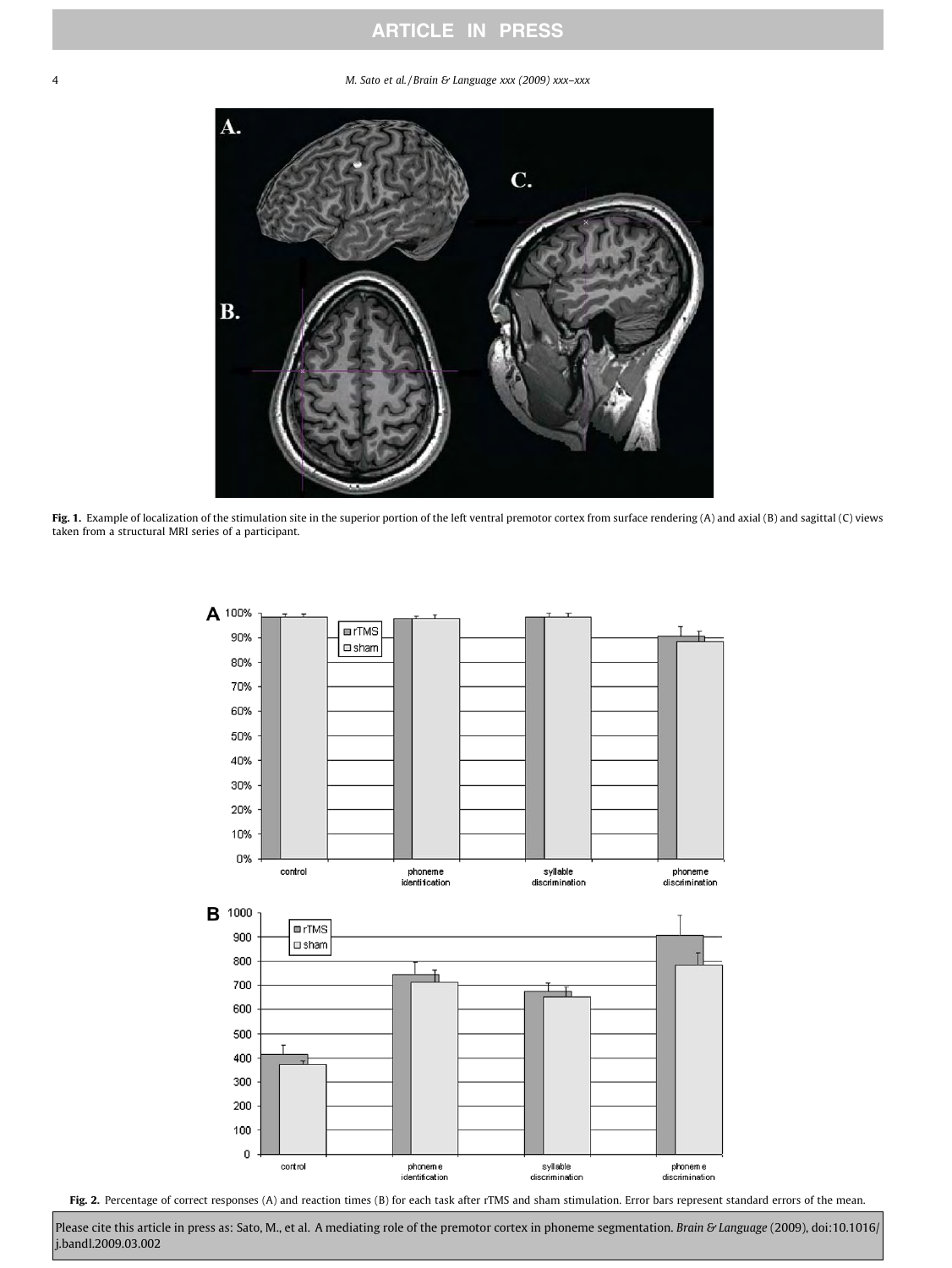**Fig. 1.** Example of localization of the stimulation site in the superior portion of the left ventral premotor cortex from surface rendering (A) and axial (B) and sagittal (C) views taken from a structural MRI series of a participant.

**Fig. 2.** Percentage of correct responses (A) and reaction times (B) for each task after rTMS and sham stimulation. Error bars represent standard errors of the mean.

Please cite this article in press as: Sato, M., et al. A mediating role of the premotor cortex in phoneme segmentation. *Brain & Language* (2009), doi:10.1016/j.bandl.2009.03.002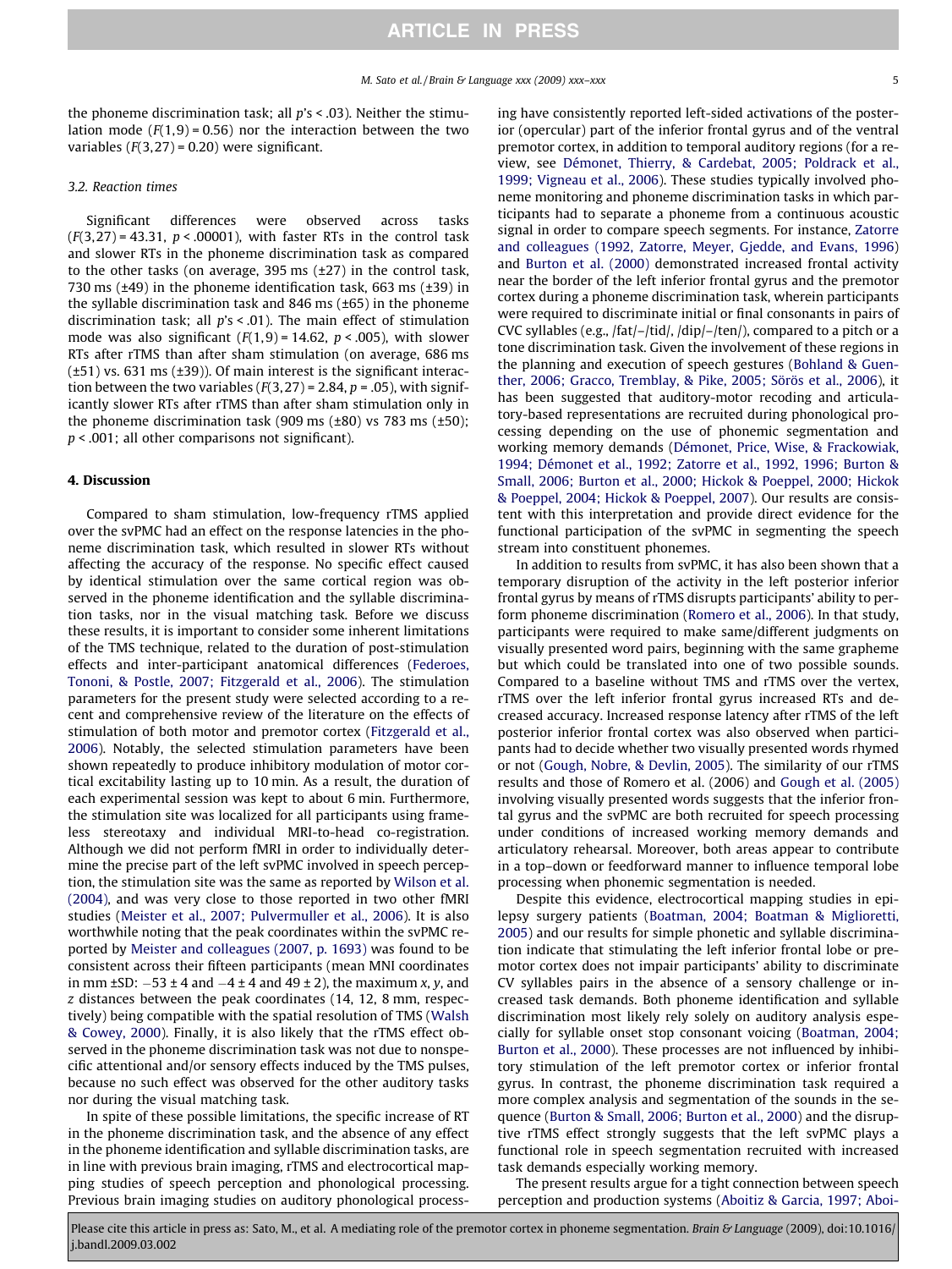the phoneme discrimination task; all $p$'s < .03). Neither the stimulation mode ($F(1,9) = 0.56$) nor the interaction between the two variables ($F(3,27) = 0.20$) were significant.

### 3.2. Reaction times

Significant differences were observed across tasks ($F(3,27) = 43.31$, $p < .00001$), with faster RTs in the control task and slower RTs in the phoneme discrimination task as compared to the other tasks (on average, 395 ms (±27) in the control task, 730 ms (±49) in the phoneme identification task, 663 ms (±39) in the syllable discrimination task and 846 ms (±65) in the phoneme discrimination task; all $p$'s < .01). The main effect of stimulation mode was also significant ($F(1,9) = 14.62$, $p < .005$), with slower RTs after rTMS than after sham stimulation (on average, 686 ms (±51) vs. 631 ms (±39)). Of main interest is the significant interaction between the two variables ($F(3,27) = 2.84$, $p = .05$), with significantly slower RTs after rTMS than after sham stimulation only in the phoneme discrimination task (909 ms (±80) vs 783 ms (±50); $p < .001$; all other comparisons not significant).

## 4. Discussion

Compared to sham stimulation, low-frequency rTMS applied over the svPMC had an effect on the response latencies in the phoneme discrimination task, which resulted in slower RTs without affecting the accuracy of the response. No specific effect caused by identical stimulation over the same cortical region was observed in the phoneme identification and the syllable discrimination tasks, nor in the visual matching task. Before we discuss these results, it is important to consider some inherent limitations of the TMS technique, related to the duration of post-stimulation effects and inter-participant anatomical differences (Federoes, Tononi, & Postle, 2007; Fitzgerald et al., 2006). The stimulation parameters for the present study were selected according to a recent and comprehensive review of the literature on the effects of stimulation of both motor and premotor cortex (Fitzgerald et al., 2006). Notably, the selected stimulation parameters have been shown repeatedly to produce inhibitory modulation of motor cortical excitability lasting up to 10 min. As a result, the duration of each experimental session was kept to about 6 min. Furthermore, the stimulation site was localized for all participants using frameless stereotaxy and individual MRI-to-head co-registration. Although we did not perform fMRI in order to individually determine the precise part of the left svPMC involved in speech perception, the stimulation site was the same as reported by Wilson et al. (2004), and was very close to those reported in two other fMRI studies (Meister et al., 2007; Pulvermuller et al., 2006). It is also worthwhile noting that the peak coordinates within the svPMC reported by Meister and colleagues (2007, p. 1693) was found to be consistent across their fifteen participants (mean MNI coordinates in mm ±SD: −53 ± 4 and −4 ± 4 and 49 ± 2), the maximum $x$, $y$, and $z$ distances between the peak coordinates (14, 12, 8 mm, respectively) being compatible with the spatial resolution of TMS (Walsh & Cowey, 2000). Finally, it is also likely that the rTMS effect observed in the phoneme discrimination task was not due to nonspecific attentional and/or sensory effects induced by the TMS pulses, because no such effect was observed for the other auditory tasks nor during the visual matching task.

In spite of these possible limitations, the specific increase of RT in the phoneme discrimination task, and the absence of any effect in the phoneme identification and syllable discrimination tasks, are in line with previous brain imaging, rTMS and electrocortical mapping studies of speech perception and phonological processing. Previous brain imaging studies on auditory phonological processing have consistently reported left-sided activations of the posterior (opercular) part of the inferior frontal gyrus and of the ventral premotor cortex, in addition to temporal auditory regions (for a review, see Démonet, Thierry, & Cardebat, 2005; Poldrack et al., 1999; Vigneau et al., 2006). These studies typically involved phoneme monitoring and phoneme discrimination tasks in which participants had to separate a phoneme from a continuous acoustic signal in order to compare speech segments. For instance, Zatorre and colleagues (1992, Zatorre, Meyer, Gjedde, and Evans, 1996) and Burton et al. (2000) demonstrated increased frontal activity near the border of the left inferior frontal gyrus and the premotor cortex during a phoneme discrimination task, wherein participants were required to discriminate initial or final consonants in pairs of CVC syllables (e.g., /fat/–/tid/, /dip/–/ten/), compared to a pitch or a tone discrimination task. Given the involvement of these regions in the planning and execution of speech gestures (Bohland & Guenther, 2006; Gracco, Tremblay, & Pike, 2005; Sörös et al., 2006), it has been suggested that auditory-motor recoding and articulatory-based representations are recruited during phonological processing depending on the use of phonemic segmentation and working memory demands (Démonet, Price, Wise, & Frackowiak, 1994; Démonet et al., 1992; Zatorre et al., 1992, 1996; Burton & Small, 2006; Burton et al., 2000; Hickok & Poeppel, 2000; Hickok & Poeppel, 2004; Hickok & Poeppel, 2007). Our results are consistent with this interpretation and provide direct evidence for the functional participation of the svPMC in segmenting the speech stream into constituent phonemes.

In addition to results from svPMC, it has also been shown that a temporary disruption of the activity in the left posterior inferior frontal gyrus by means of rTMS disrupts participants' ability to perform phoneme discrimination (Romero et al., 2006). In that study, participants were required to make same/different judgments on visually presented word pairs, beginning with the same grapheme but which could be translated into one of two possible sounds. Compared to a baseline without TMS and rTMS over the vertex, rTMS over the left inferior frontal gyrus increased RTs and decreased accuracy. Increased response latency after rTMS of the left posterior inferior frontal cortex was also observed when participants had to decide whether two visually presented words rhymed or not (Gough, Nobre, & Devlin, 2005). The similarity of our rTMS results and those of Romero et al. (2006) and Gough et al. (2005) involving visually presented words suggests that the inferior frontal gyrus and the svPMC are both recruited for speech processing under conditions of increased working memory demands and articulatory rehearsal. Moreover, both areas appear to contribute in a top–down or feedforward manner to influence temporal lobe processing when phonemic segmentation is needed.

Despite this evidence, electrocortical mapping studies in epilepsy surgery patients (Boatman, 2004; Boatman & Miglioretti, 2005) and our results for simple phonetic and syllable discrimination indicate that stimulating the left inferior frontal lobe or premotor cortex does not impair participants' ability to discriminate CV syllables pairs in the absence of a sensory challenge or increased task demands. Both phoneme identification and syllable discrimination most likely rely solely on auditory analysis especially for syllable onset stop consonant voicing (Boatman, 2004; Burton et al., 2000). These processes are not influenced by inhibitory stimulation of the left premotor cortex or inferior frontal gyrus. In contrast, the phoneme discrimination task required a more complex analysis and segmentation of the sounds in the sequence (Burton & Small, 2006; Burton et al., 2000) and the disruptive rTMS effect strongly suggests that the left svPMC plays a functional role in speech segmentation recruited with increased task demands especially working memory.

The present results argue for a tight connection between speech perception and production systems (Aboitiz & Garcia, 1997; Aboi-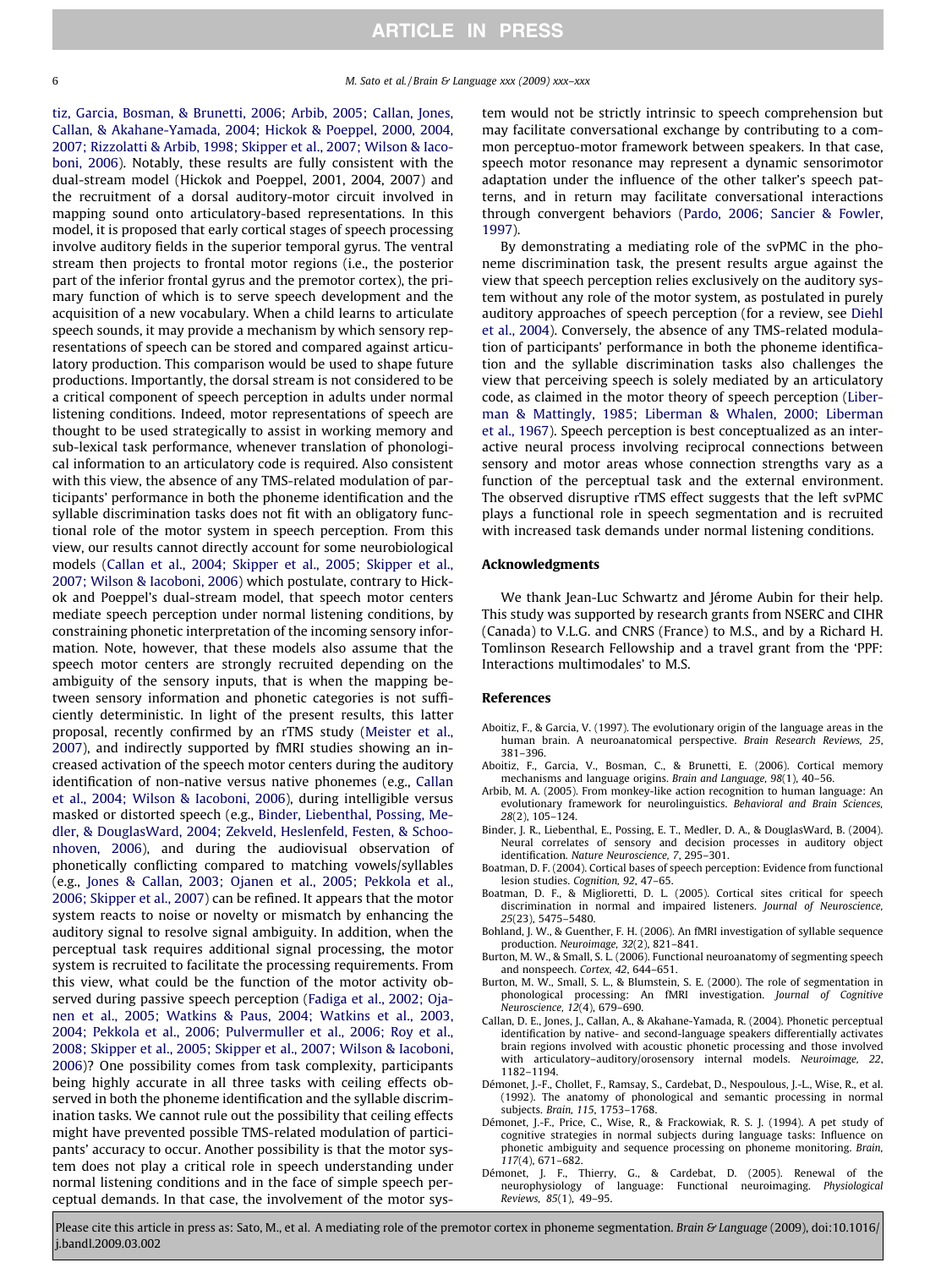tiz, Garcia, Bosman, & Brunetti, 2006; Arbib, 2005; Callan, Jones, Callan, & Akahane-Yamada, 2004; Hickok & Poeppel, 2000, 2004, 2007; Rizzolatti & Arbib, 1998; Skipper et al., 2007; Wilson & Iacoboni, 2006). Notably, these results are fully consistent with the dual-stream model (Hickok and Poeppel, 2001, 2004, 2007) and the recruitment of a dorsal auditory-motor circuit involved in mapping sound onto articulatory-based representations. In this model, it is proposed that early cortical stages of speech processing involve auditory fields in the superior temporal gyrus. The ventral stream then projects to frontal motor regions (i.e., the posterior part of the inferior frontal gyrus and the premotor cortex), the primary function of which is to serve speech development and the acquisition of a new vocabulary. When a child learns to articulate speech sounds, it may provide a mechanism by which sensory representations of speech can be stored and compared against articulatory production. This comparison would be used to shape future productions. Importantly, the dorsal stream is not considered to be a critical component of speech perception in adults under normal listening conditions. Indeed, motor representations of speech are thought to be used strategically to assist in working memory and sub-lexical task performance, whenever translation of phonological information to an articulatory code is required. Also consistent with this view, the absence of any TMS-related modulation of participants' performance in both the phoneme identification and the syllable discrimination tasks does not fit with an obligatory functional role of the motor system in speech perception. From this view, our results cannot directly account for some neurobiological models (Callan et al., 2004; Skipper et al., 2005; Skipper et al., 2007; Wilson & Iacoboni, 2006) which postulate, contrary to Hickok and Poeppel's dual-stream model, that speech motor centers mediate speech perception under normal listening conditions, by constraining phonetic interpretation of the incoming sensory information. Note, however, that these models also assume that the speech motor centers are strongly recruited depending on the ambiguity of the sensory inputs, that is when the mapping between sensory information and phonetic categories is not sufficiently deterministic. In light of the present results, this latter proposal, recently confirmed by an rTMS study (Meister et al., 2007), and indirectly supported by fMRI studies showing an increased activation of the speech motor centers during the auditory identification of non-native versus native phonemes (e.g., Callan et al., 2004; Wilson & Iacoboni, 2006), during intelligible versus masked or distorted speech (e.g., Binder, Liebenthal, Possing, Medler, & DouglasWard, 2004; Zekveld, Heslenfeld, Festen, & Schoonhoven, 2006), and during the audiovisual observation of phonetically conflicting compared to matching vowels/syllables (e.g., Jones & Callan, 2003; Ojanen et al., 2005; Pekkola et al., 2006; Skipper et al., 2007) can be refined. It appears that the motor system reacts to noise or novelty or mismatch by enhancing the auditory signal to resolve signal ambiguity. In addition, when the perceptual task requires additional signal processing, the motor system is recruited to facilitate the processing requirements. From this view, what could be the function of the motor activity observed during passive speech perception (Fadiga et al., 2002; Ojanen et al., 2005; Watkins & Paus, 2004; Watkins et al., 2003, 2004; Pekkola et al., 2006; Pulvermuller et al., 2006; Roy et al., 2008; Skipper et al., 2005; Skipper et al., 2007; Wilson & Iacoboni, 2006)? One possibility comes from task complexity, participants being highly accurate in all three tasks with ceiling effects observed in both the phoneme identification and the syllable discrimination tasks. We cannot rule out the possibility that ceiling effects might have prevented possible TMS-related modulation of participants' accuracy to occur. Another possibility is that the motor system does not play a critical role in speech understanding under normal listening conditions and in the face of simple speech perceptual demands. In that case, the involvement of the motor system would not be strictly intrinsic to speech comprehension but may facilitate conversational exchange by contributing to a common perceptuo-motor framework between speakers. In that case, speech motor resonance may represent a dynamic sensorimotor adaptation under the influence of the other talker's speech patterns, and in return may facilitate conversational interactions through convergent behaviors (Pardo, 2006; Sancier & Fowler, 1997).

By demonstrating a mediating role of the svPMC in the phoneme discrimination task, the present results argue against the view that speech perception relies exclusively on the auditory system without any role of the motor system, as postulated in purely auditory approaches of speech perception (for a review, see Diehl et al., 2004). Conversely, the absence of any TMS-related modulation of participants' performance in both the phoneme identification and the syllable discrimination tasks also challenges the view that perceiving speech is solely mediated by an articulatory code, as claimed in the motor theory of speech perception (Liberman & Mattingly, 1985; Liberman & Whalen, 2000; Liberman et al., 1967). Speech perception is best conceptualized as an interactive neural process involving reciprocal connections between sensory and motor areas whose connection strengths vary as a function of the perceptual task and the external environment. The observed disruptive rTMS effect suggests that the left svPMC plays a functional role in speech segmentation and is recruited with increased task demands under normal listening conditions.

## Acknowledgments

We thank Jean-Luc Schwartz and Jérome Aubin for their help. This study was supported by research grants from NSERC and CIHR (Canada) to V.L.G. and CNRS (France) to M.S., and by a Richard H. Tomlinson Research Fellowship and a travel grant from the 'PPF: Interactions multimodales' to M.S.

## References

Aboitiz, F., & Garcia, V. (1997). The evolutionary origin of the language areas in the human brain. A neuroanatomical perspective. *Brain Research Reviews, 25*, 381–396.

Aboitiz, F., Garcia, V., Bosman, C., & Brunetti, E. (2006). Cortical memory mechanisms and language origins. *Brain and Language, 98*(1), 40–56.

Arbib, M. A. (2005). From monkey-like action recognition to human language: An evolutionary framework for neurolinguistics. *Behavioral and Brain Sciences, 28*(2), 105–124.

Binder, J. R., Liebenthal, E., Possing, E. T., Medler, D. A., & DouglasWard, B. (2004). Neural correlates of sensory and decision processes in auditory object identification. *Nature Neuroscience, 7*, 295–301.

Boatman, D. F. (2004). Cortical bases of speech perception: Evidence from functional lesion studies. *Cognition, 92*, 47–65.

Boatman, D. F., & Miglioretti, D. L. (2005). Cortical sites critical for speech discrimination in normal and impaired listeners. *Journal of Neuroscience, 25*(23), 5475–5480.

Bohland, J. W., & Guenther, F. H. (2006). An fMRI investigation of syllable sequence production. *Neuroimage, 32*(2), 821–841.

Burton, M. W., & Small, S. L. (2006). Functional neuroanatomy of segmenting speech and nonspeech. *Cortex, 42*, 644–651.

Burton, M. W., Small, S. L., & Blumstein, S. E. (2000). The role of segmentation in phonological processing: An fMRI investigation. *Journal of Cognitive Neuroscience, 12*(4), 679–690.

Callan, D. E., Jones, J., Callan, A., & Akahane-Yamada, R. (2004). Phonetic perceptual identification by native- and second-language speakers differentially activates brain regions involved with acoustic phonetic processing and those involved with articulatory–auditory/orosensory internal models. *Neuroimage, 22*, 1182–1194.

Démonet, J.-F., Chollet, F., Ramsay, S., Cardebat, D., Nespoulous, J.-L., Wise, R., et al. (1992). The anatomy of phonological and semantic processing in normal subjects. *Brain, 115*, 1753–1768.

Démonet, J.-F., Price, C., Wise, R., & Frackowiak, R. S. J. (1994). A pet study of cognitive strategies in normal subjects during language tasks: Influence on phonetic ambiguity and sequence processing on phoneme monitoring. *Brain, 117*(4), 671–682.

Démonet, J. F., Thierry, G., & Cardebat, D. (2005). Renewal of the neurophysiology of language: Functional neuroimaging. *Physiological Reviews, 85*(1), 49–95.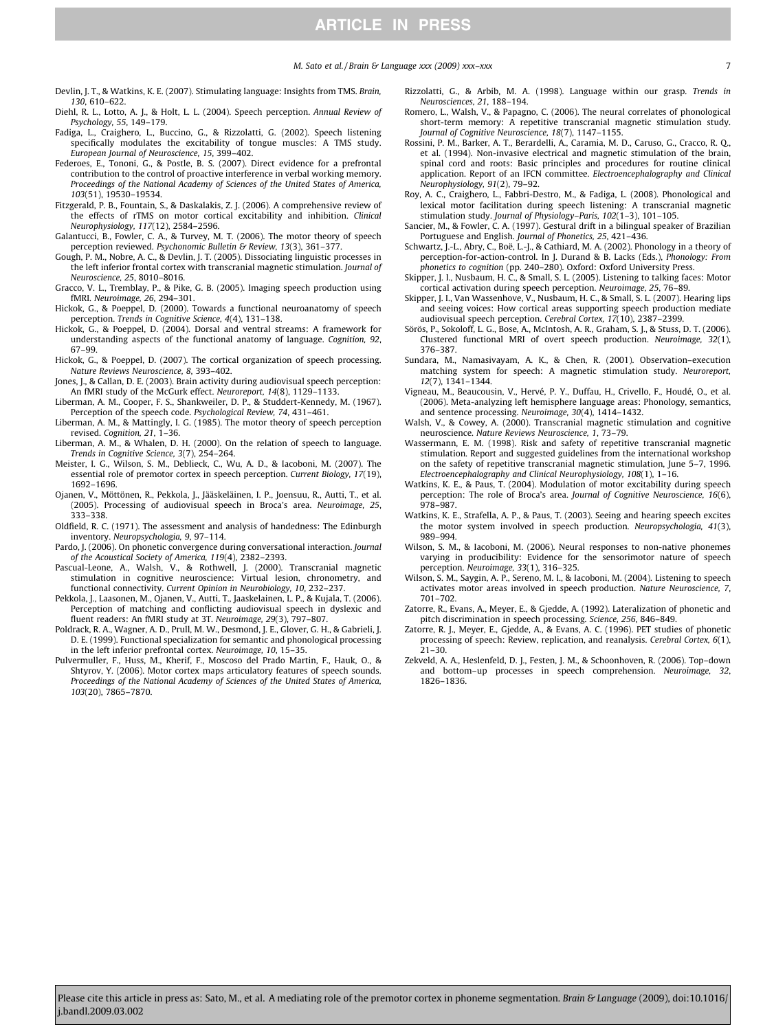Devlin, J. T., & Watkins, K. E. (2007). Stimulating language: Insights from TMS. *Brain, 130*, 610–622.

Diehl, R. L., Lotto, A. J., & Holt, L. L. (2004). Speech perception. *Annual Review of Psychology, 55*, 149–179.

Fadiga, L., Craighero, L., Buccino, G., & Rizzolatti, G. (2002). Speech listening specifically modulates the excitability of tongue muscles: A TMS study. *European Journal of Neuroscience, 15*, 399–402.

Federoes, E., Tononi, G., & Postle, B. S. (2007). Direct evidence for a prefrontal contribution to the control of proactive interference in verbal working memory. *Proceedings of the National Academy of Sciences of the United States of America, 103*(51), 19530–19534.

Fitzgerald, P. B., Fountain, S., & Daskalakis, Z. J. (2006). A comprehensive review of the effects of rTMS on motor cortical excitability and inhibition. *Clinical Neurophysiology, 117*(12), 2584–2596.

Galantucci, B., Fowler, C. A., & Turvey, M. T. (2006). The motor theory of speech perception reviewed. *Psychonomic Bulletin & Review, 13*(3), 361–377.

Gough, P. M., Nobre, A. C., & Devlin, J. T. (2005). Dissociating linguistic processes in the left inferior frontal cortex with transcranial magnetic stimulation. *Journal of Neuroscience, 25*, 8010–8016.

Gracco, V. L., Tremblay, P., & Pike, G. B. (2005). Imaging speech production using fMRI. *Neuroimage, 26*, 294–301.

Hickok, G., & Poeppel, D. (2000). Towards a functional neuroanatomy of speech perception. *Trends in Cognitive Science, 4*(4), 131–138.

Hickok, G., & Poeppel, D. (2004). Dorsal and ventral streams: A framework for understanding aspects of the functional anatomy of language. *Cognition, 92*, 67–99.

Hickok, G., & Poeppel, D. (2007). The cortical organization of speech processing. *Nature Reviews Neuroscience, 8*, 393–402.

Jones, J., & Callan, D. E. (2003). Brain activity during audiovisual speech perception: An fMRI study of the McGurk effect. *Neuroreport, 14*(8), 1129–1133.

Liberman, A. M., Cooper, F. S., Shankweiler, D. P., & Studdert-Kennedy, M. (1967). Perception of the speech code. *Psychological Review, 74*, 431–461.

Liberman, A. M., & Mattingly, I. G. (1985). The motor theory of speech perception revised. *Cognition, 21*, 1–36.

Liberman, A. M., & Whalen, D. H. (2000). On the relation of speech to language. *Trends in Cognitive Science, 3*(7), 254–264.

Meister, I. G., Wilson, S. M., Deblieck, C., Wu, A. D., & Iacoboni, M. (2007). The essential role of premotor cortex in speech perception. *Current Biology, 17*(19), 1692–1696.

Ojanen, V., Möttönen, R., Pekkola, J., Jääskeläinen, I. P., Joensuu, R., Autti, T., et al. (2005). Processing of audiovisual speech in Broca's area. *Neuroimage, 25*, 333–338.

Oldfield, R. C. (1971). The assessment and analysis of handedness: The Edinburgh inventory. *Neuropsychologia, 9*, 97–114.

Pardo, J. (2006). On phonetic convergence during conversational interaction. *Journal of the Acoustical Society of America, 119*(4), 2382–2393.

Pascual-Leone, A., Walsh, V., & Rothwell, J. (2000). Transcranial magnetic stimulation in cognitive neuroscience: Virtual lesion, chronometry, and functional connectivity. *Current Opinion in Neurobiology, 10*, 232–237.

Pekkola, J., Laasonen, M., Ojanen, V., Autti, T., Jaaskelainen, L. P., & Kujala, T. (2006). Perception of matching and conflicting audiovisual speech in dyslexic and fluent readers: An fMRI study at 3T. *Neuroimage, 29*(3), 797–807.

Poldrack, R. A., Wagner, A. D., Prull, M. W., Desmond, J. E., Glover, G. H., & Gabrieli, J. D. E. (1999). Functional specialization for semantic and phonological processing in the left inferior prefrontal cortex. *Neuroimage, 10*, 15–35.

Pulvermuller, F., Huss, M., Kherif, F., Moscoso del Prado Martin, F., Hauk, O., & Shtyrov, Y. (2006). Motor cortex maps articulatory features of speech sounds. *Proceedings of the National Academy of Sciences of the United States of America, 103*(20), 7865–7870.

Rizzolatti, G., & Arbib, M. A. (1998). Language within our grasp. *Trends in Neurosciences, 21*, 188–194.

Romero, L., Walsh, V., & Papagno, C. (2006). The neural correlates of phonological short-term memory: A repetitive transcranial magnetic stimulation study. *Journal of Cognitive Neuroscience, 18*(7), 1147–1155.

Rossini, P. M., Barker, A. T., Berardelli, A., Caramia, M. D., Caruso, G., Cracco, R. Q., et al. (1994). Non-invasive electrical and magnetic stimulation of the brain, spinal cord and roots: Basic principles and procedures for routine clinical application. Report of an IFCN committee. *Electroencephalography and Clinical Neurophysiology, 91*(2), 79–92.

Roy, A. C., Craighero, L., Fabbri-Destro, M., & Fadiga, L. (2008). Phonological and lexical motor facilitation during speech listening: A transcranial magnetic stimulation study. *Journal of Physiology–Paris, 102*(1–3), 101–105.

Sancier, M., & Fowler, C. A. (1997). Gestural drift in a bilingual speaker of Brazilian Portuguese and English. *Journal of Phonetics, 25*, 421–436.

Schwartz, J.-L., Abry, C., Boë, L.-J., & Cathiard, M. A. (2002). Phonology in a theory of perception-for-action-control. In J. Durand & B. Lacks (Eds.), *Phonology: From phonetics to cognition* (pp. 240–280). Oxford: Oxford University Press.

Skipper, J. I., Nusbaum, H. C., & Small, S. L. (2005). Listening to talking faces: Motor cortical activation during speech perception. *Neuroimage, 25*, 76–89.

Skipper, J. I., Van Wassenhove, V., Nusbaum, H. C., & Small, S. L. (2007). Hearing lips and seeing voices: How cortical areas supporting speech production mediate audiovisual speech perception. *Cerebral Cortex, 17*(10), 2387–2399.

Sörös, P., Sokoloff, L. G., Bose, A., McIntosh, A. R., Graham, S. J., & Stuss, D. T. (2006). Clustered functional MRI of overt speech production. *Neuroimage, 32*(1), 376–387.

Sundara, M., Namasivayam, A. K., & Chen, R. (2001). Observation–execution matching system for speech: A magnetic stimulation study. *Neuroreport, 12*(7), 1341–1344.

Vigneau, M., Beaucousin, V., Hervé, P. Y., Duffau, H., Crivello, F., Houdé, O., et al. (2006). Meta-analyzing left hemisphere language areas: Phonology, semantics, and sentence processing. *Neuroimage, 30*(4), 1414–1432.

Walsh, V., & Cowey, A. (2000). Transcranial magnetic stimulation and cognitive neuroscience. *Nature Reviews Neuroscience, 1*, 73–79.

Wassermann, E. M. (1998). Risk and safety of repetitive transcranial magnetic stimulation. Report and suggested guidelines from the international workshop on the safety of repetitive transcranial magnetic stimulation, June 5–7, 1996. *Electroencephalography and Clinical Neurophysiology, 108*(1), 1–16.

Watkins, K. E., & Paus, T. (2004). Modulation of motor excitability during speech perception: The role of Broca's area. *Journal of Cognitive Neuroscience, 16*(6), 978–987.

Watkins, K. E., Strafella, A. P., & Paus, T. (2003). Seeing and hearing speech excites the motor system involved in speech production. *Neuropsychologia, 41*(3), 989–994.

Wilson, S. M., & Iacoboni, M. (2006). Neural responses to non-native phonemes varying in producibility: Evidence for the sensorimotor nature of speech perception. *Neuroimage, 33*(1), 316–325.

Wilson, S. M., Saygin, A. P., Sereno, M. I., & Iacoboni, M. (2004). Listening to speech activates motor areas involved in speech production. *Nature Neuroscience, 7*, 701–702.

Zatorre, R., Evans, A., Meyer, E., & Gjedde, A. (1992). Lateralization of phonetic and pitch discrimination in speech processing. *Science, 256*, 846–849.

Zatorre, R. J., Meyer, E., Gjedde, A., & Evans, A. C. (1996). PET studies of phonetic processing of speech: Review, replication, and reanalysis. *Cerebral Cortex, 6*(1), 21–30.

Zekveld, A. A., Heslenfeld, D. J., Festen, J. M., & Schoonhoven, R. (2006). Top–down and bottom–up processes in speech comprehension. *Neuroimage, 32*, 1826–1836.